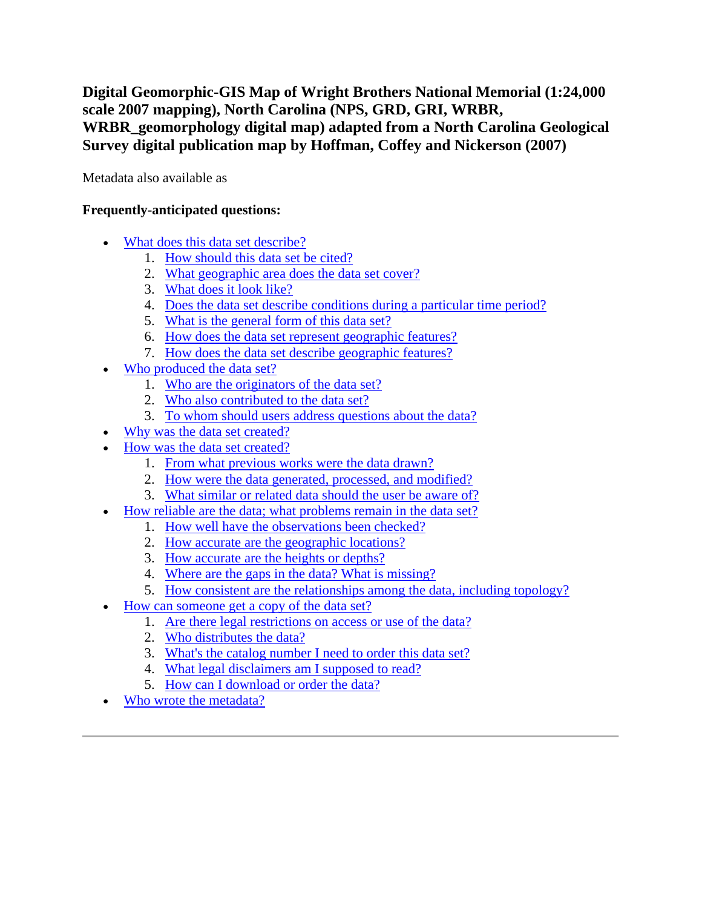# Digital Geomorphic-GIS Map of Wright Brothers National Memorial (1:24,000 scale 2007 mapping), North Carolina (NPS, GRD, GRI, WRBR, WRBR_geomorphology digital map) adapted from a North Carolina Geological Survey digital publication map by Hoffman, Coffey and Nickerson (2007)

Metadata also available as

**Frequently-anticipated questions:**

- What does this data set describe?
  1. How should this data set be cited?
  2. What geographic area does the data set cover?
  3. What does it look like?
  4. Does the data set describe conditions during a particular time period?
  5. What is the general form of this data set?
  6. How does the data set represent geographic features?
  7. How does the data set describe geographic features?
- Who produced the data set?
  1. Who are the originators of the data set?
  2. Who also contributed to the data set?
  3. To whom should users address questions about the data?
- Why was the data set created?
- How was the data set created?
  1. From what previous works were the data drawn?
  2. How were the data generated, processed, and modified?
  3. What similar or related data should the user be aware of?
- How reliable are the data; what problems remain in the data set?
  1. How well have the observations been checked?
  2. How accurate are the geographic locations?
  3. How accurate are the heights or depths?
  4. Where are the gaps in the data? What is missing?
  5. How consistent are the relationships among the data, including topology?
- How can someone get a copy of the data set?
  1. Are there legal restrictions on access or use of the data?
  2. Who distributes the data?
  3. What's the catalog number I need to order this data set?
  4. What legal disclaimers am I supposed to read?
  5. How can I download or order the data?
- Who wrote the metadata?

---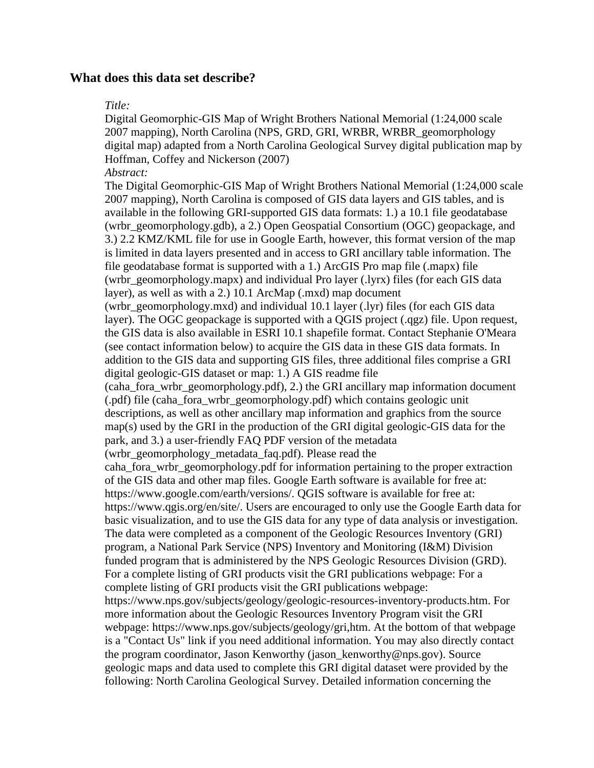## What does this data set describe?

*Title:*
Digital Geomorphic-GIS Map of Wright Brothers National Memorial (1:24,000 scale 2007 mapping), North Carolina (NPS, GRD, GRI, WRBR, WRBR_geomorphology digital map) adapted from a North Carolina Geological Survey digital publication map by Hoffman, Coffey and Nickerson (2007)

*Abstract:*
The Digital Geomorphic-GIS Map of Wright Brothers National Memorial (1:24,000 scale 2007 mapping), North Carolina is composed of GIS data layers and GIS tables, and is available in the following GRI-supported GIS data formats: 1.) a 10.1 file geodatabase (wrbr_geomorphology.gdb), a 2.) Open Geospatial Consortium (OGC) geopackage, and 3.) 2.2 KMZ/KML file for use in Google Earth, however, this format version of the map is limited in data layers presented and in access to GRI ancillary table information. The file geodatabase format is supported with a 1.) ArcGIS Pro map file (.mapx) file (wrbr_geomorphology.mapx) and individual Pro layer (.lyrx) files (for each GIS data layer), as well as with a 2.) 10.1 ArcMap (.mxd) map document (wrbr_geomorphology.mxd) and individual 10.1 layer (.lyr) files (for each GIS data layer). The OGC geopackage is supported with a QGIS project (.qgz) file. Upon request, the GIS data is also available in ESRI 10.1 shapefile format. Contact Stephanie O'Meara (see contact information below) to acquire the GIS data in these GIS data formats. In addition to the GIS data and supporting GIS files, three additional files comprise a GRI digital geologic-GIS dataset or map: 1.) A GIS readme file (caha_fora_wrbr_geomorphology.pdf), 2.) the GRI ancillary map information document (.pdf) file (caha_fora_wrbr_geomorphology.pdf) which contains geologic unit descriptions, as well as other ancillary map information and graphics from the source map(s) used by the GRI in the production of the GRI digital geologic-GIS data for the park, and 3.) a user-friendly FAQ PDF version of the metadata (wrbr_geomorphology_metadata_faq.pdf). Please read the caha_fora_wrbr_geomorphology.pdf for information pertaining to the proper extraction of the GIS data and other map files. Google Earth software is available for free at: https://www.google.com/earth/versions/. QGIS software is available for free at: https://www.qgis.org/en/site/. Users are encouraged to only use the Google Earth data for basic visualization, and to use the GIS data for any type of data analysis or investigation. The data were completed as a component of the Geologic Resources Inventory (GRI) program, a National Park Service (NPS) Inventory and Monitoring (I&M) Division funded program that is administered by the NPS Geologic Resources Division (GRD). For a complete listing of GRI products visit the GRI publications webpage: For a complete listing of GRI products visit the GRI publications webpage: https://www.nps.gov/subjects/geology/geologic-resources-inventory-products.htm. For more information about the Geologic Resources Inventory Program visit the GRI webpage: https://www.nps.gov/subjects/geology/gri,htm. At the bottom of that webpage is a "Contact Us" link if you need additional information. You may also directly contact the program coordinator, Jason Kenworthy (jason_kenworthy@nps.gov). Source geologic maps and data used to complete this GRI digital dataset were provided by the following: North Carolina Geological Survey. Detailed information concerning the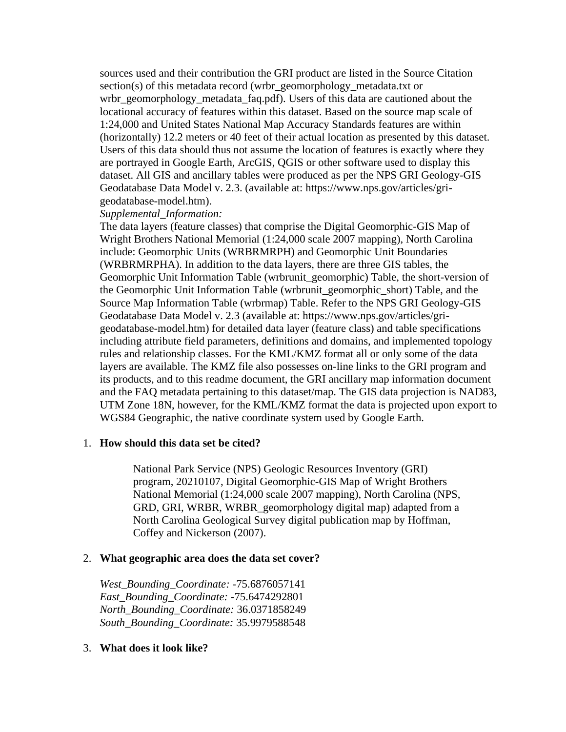sources used and their contribution the GRI product are listed in the Source Citation section(s) of this metadata record (wrbr_geomorphology_metadata.txt or wrbr_geomorphology_metadata_faq.pdf). Users of this data are cautioned about the locational accuracy of features within this dataset. Based on the source map scale of 1:24,000 and United States National Map Accuracy Standards features are within (horizontally) 12.2 meters or 40 feet of their actual location as presented by this dataset. Users of this data should thus not assume the location of features is exactly where they are portrayed in Google Earth, ArcGIS, QGIS or other software used to display this dataset. All GIS and ancillary tables were produced as per the NPS GRI Geology-GIS Geodatabase Data Model v. 2.3. (available at: https://www.nps.gov/articles/gri-geodatabase-model.htm).

*Supplemental_Information:*

The data layers (feature classes) that comprise the Digital Geomorphic-GIS Map of Wright Brothers National Memorial (1:24,000 scale 2007 mapping), North Carolina include: Geomorphic Units (WRBRMRPH) and Geomorphic Unit Boundaries (WRBRMRPHA). In addition to the data layers, there are three GIS tables, the Geomorphic Unit Information Table (wrbrunit_geomorphic) Table, the short-version of the Geomorphic Unit Information Table (wrbrunit_geomorphic_short) Table, and the Source Map Information Table (wrbrmap) Table. Refer to the NPS GRI Geology-GIS Geodatabase Data Model v. 2.3 (available at: https://www.nps.gov/articles/gri-geodatabase-model.htm) for detailed data layer (feature class) and table specifications including attribute field parameters, definitions and domains, and implemented topology rules and relationship classes. For the KML/KMZ format all or only some of the data layers are available. The KMZ file also possesses on-line links to the GRI program and its products, and to this readme document, the GRI ancillary map information document and the FAQ metadata pertaining to this dataset/map. The GIS data projection is NAD83, UTM Zone 18N, however, for the KML/KMZ format the data is projected upon export to WGS84 Geographic, the native coordinate system used by Google Earth.

1. **How should this data set be cited?**

   National Park Service (NPS) Geologic Resources Inventory (GRI) program, 20210107, Digital Geomorphic-GIS Map of Wright Brothers National Memorial (1:24,000 scale 2007 mapping), North Carolina (NPS, GRD, GRI, WRBR, WRBR_geomorphology digital map) adapted from a North Carolina Geological Survey digital publication map by Hoffman, Coffey and Nickerson (2007).

2. **What geographic area does the data set cover?**

   *West_Bounding_Coordinate:* -75.6876057141
   *East_Bounding_Coordinate:* -75.6474292801
   *North_Bounding_Coordinate:* 36.0371858249
   *South_Bounding_Coordinate:* 35.9979588548

3. **What does it look like?**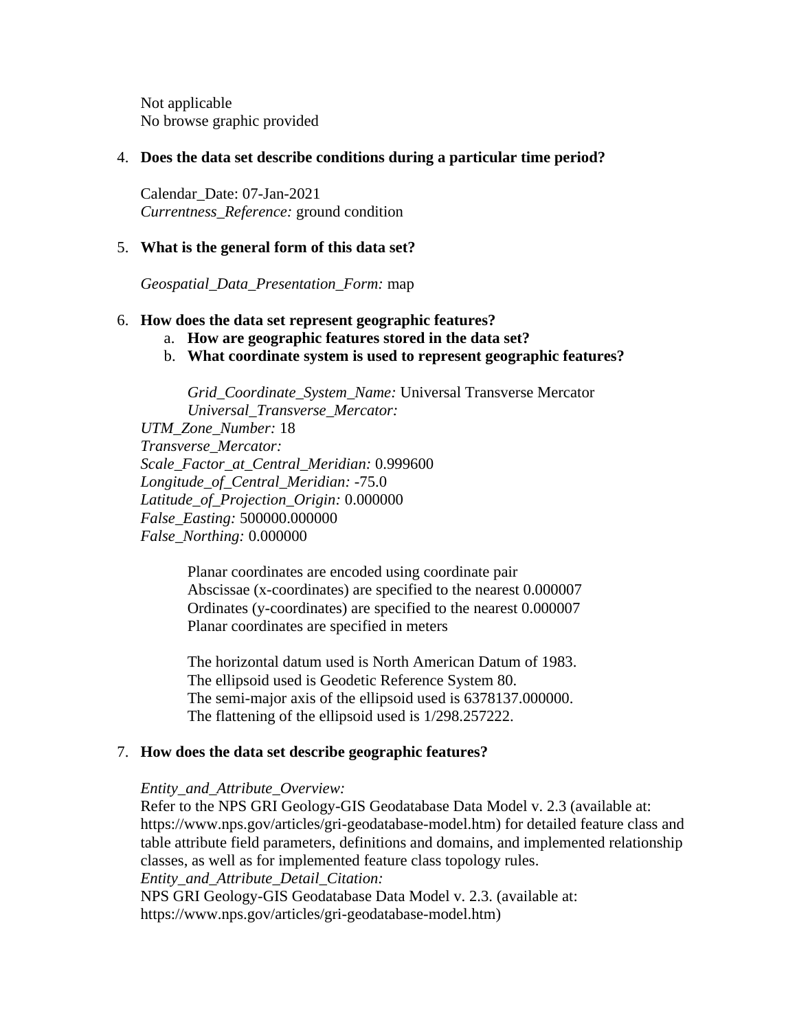Not applicable
No browse graphic provided

4. **Does the data set describe conditions during a particular time period?**

   Calendar_Date: 07-Jan-2021
   *Currentness_Reference:* ground condition

5. **What is the general form of this data set?**

   *Geospatial_Data_Presentation_Form:* map

6. **How does the data set represent geographic features?**
   a. **How are geographic features stored in the data set?**
   b. **What coordinate system is used to represent geographic features?**

      *Grid_Coordinate_System_Name:* Universal Transverse Mercator
      *Universal_Transverse_Mercator:*
   *UTM_Zone_Number:* 18
   *Transverse_Mercator:*
   *Scale_Factor_at_Central_Meridian:* 0.999600
   *Longitude_of_Central_Meridian:* -75.0
   *Latitude_of_Projection_Origin:* 0.000000
   *False_Easting:* 500000.000000
   *False_Northing:* 0.000000

      Planar coordinates are encoded using coordinate pair
      Abscissae (x-coordinates) are specified to the nearest 0.000007
      Ordinates (y-coordinates) are specified to the nearest 0.000007
      Planar coordinates are specified in meters

      The horizontal datum used is North American Datum of 1983.
      The ellipsoid used is Geodetic Reference System 80.
      The semi-major axis of the ellipsoid used is 6378137.000000.
      The flattening of the ellipsoid used is 1/298.257222.

7. **How does the data set describe geographic features?**

   *Entity_and_Attribute_Overview:*
   Refer to the NPS GRI Geology-GIS Geodatabase Data Model v. 2.3 (available at: https://www.nps.gov/articles/gri-geodatabase-model.htm) for detailed feature class and table attribute field parameters, definitions and domains, and implemented relationship classes, as well as for implemented feature class topology rules.
   *Entity_and_Attribute_Detail_Citation:*
   NPS GRI Geology-GIS Geodatabase Data Model v. 2.3. (available at: https://www.nps.gov/articles/gri-geodatabase-model.htm)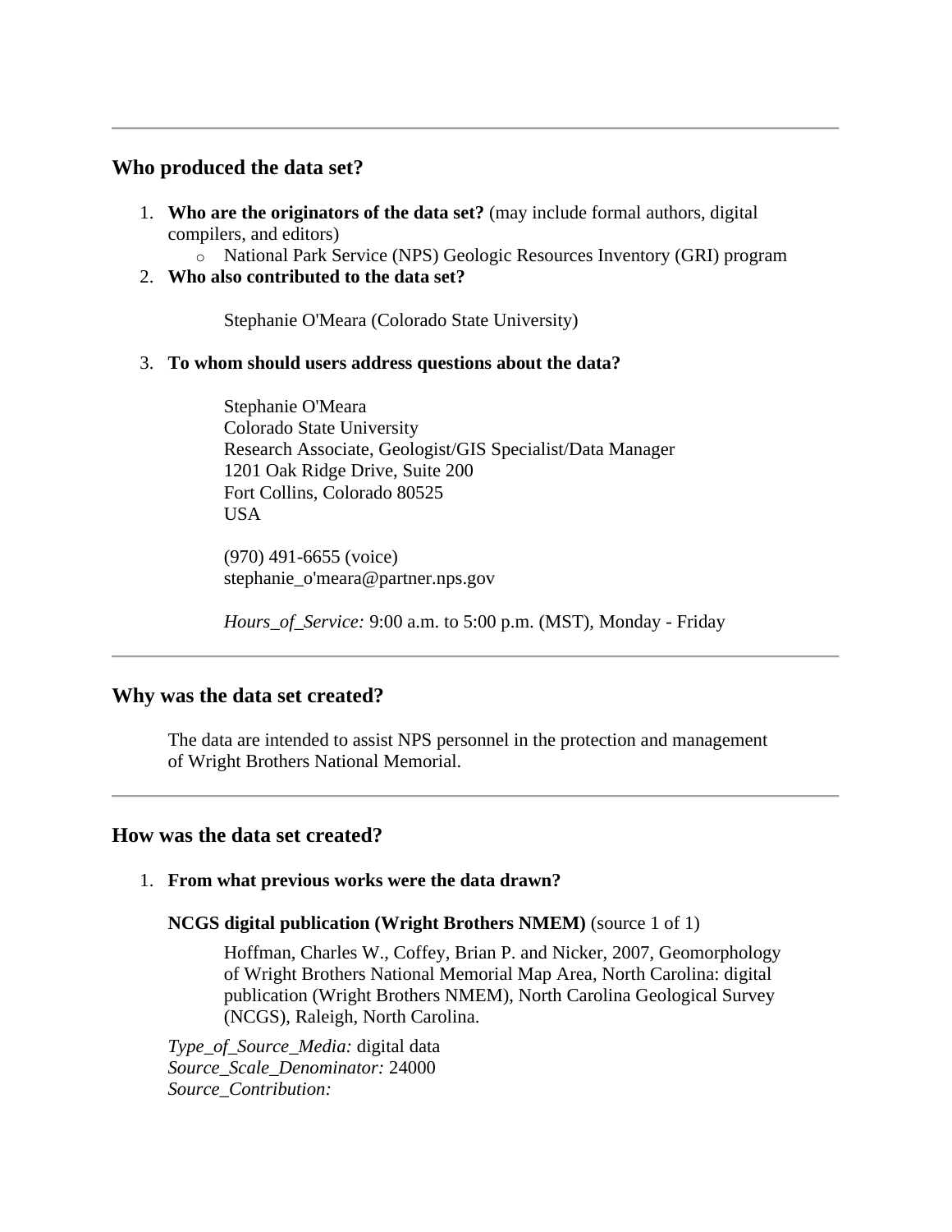---

## Who produced the data set?

1. **Who are the originators of the data set?** (may include formal authors, digital compilers, and editors)
   - National Park Service (NPS) Geologic Resources Inventory (GRI) program
2. **Who also contributed to the data set?**

   Stephanie O'Meara (Colorado State University)

3. **To whom should users address questions about the data?**

   Stephanie O'Meara
   Colorado State University
   Research Associate, Geologist/GIS Specialist/Data Manager
   1201 Oak Ridge Drive, Suite 200
   Fort Collins, Colorado 80525
   USA

   (970) 491-6655 (voice)
   stephanie_o'meara@partner.nps.gov

   *Hours_of_Service:* 9:00 a.m. to 5:00 p.m. (MST), Monday - Friday

---

## Why was the data set created?

The data are intended to assist NPS personnel in the protection and management of Wright Brothers National Memorial.

---

## How was the data set created?

1. **From what previous works were the data drawn?**

   **NCGS digital publication (Wright Brothers NMEM)** (source 1 of 1)

   Hoffman, Charles W., Coffey, Brian P. and Nicker, 2007, Geomorphology of Wright Brothers National Memorial Map Area, North Carolina: digital publication (Wright Brothers NMEM), North Carolina Geological Survey (NCGS), Raleigh, North Carolina.

   *Type_of_Source_Media:* digital data
   *Source_Scale_Denominator:* 24000
   *Source_Contribution:*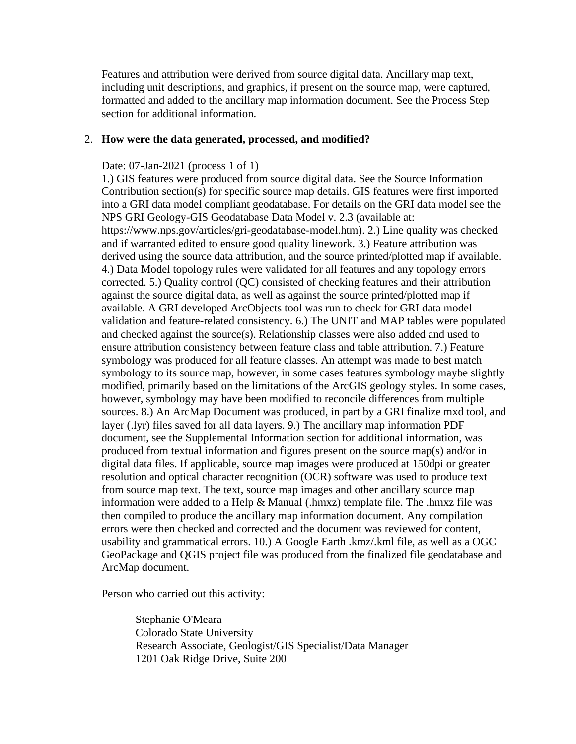Features and attribution were derived from source digital data. Ancillary map text, including unit descriptions, and graphics, if present on the source map, were captured, formatted and added to the ancillary map information document. See the Process Step section for additional information.

2. **How were the data generated, processed, and modified?**

   Date: 07-Jan-2021 (process 1 of 1)
   1.) GIS features were produced from source digital data. See the Source Information Contribution section(s) for specific source map details. GIS features were first imported into a GRI data model compliant geodatabase. For details on the GRI data model see the NPS GRI Geology-GIS Geodatabase Data Model v. 2.3 (available at: https://www.nps.gov/articles/gri-geodatabase-model.htm). 2.) Line quality was checked and if warranted edited to ensure good quality linework. 3.) Feature attribution was derived using the source data attribution, and the source printed/plotted map if available. 4.) Data Model topology rules were validated for all features and any topology errors corrected. 5.) Quality control (QC) consisted of checking features and their attribution against the source digital data, as well as against the source printed/plotted map if available. A GRI developed ArcObjects tool was run to check for GRI data model validation and feature-related consistency. 6.) The UNIT and MAP tables were populated and checked against the source(s). Relationship classes were also added and used to ensure attribution consistency between feature class and table attribution. 7.) Feature symbology was produced for all feature classes. An attempt was made to best match symbology to its source map, however, in some cases features symbology maybe slightly modified, primarily based on the limitations of the ArcGIS geology styles. In some cases, however, symbology may have been modified to reconcile differences from multiple sources. 8.) An ArcMap Document was produced, in part by a GRI finalize mxd tool, and layer (.lyr) files saved for all data layers. 9.) The ancillary map information PDF document, see the Supplemental Information section for additional information, was produced from textual information and figures present on the source map(s) and/or in digital data files. If applicable, source map images were produced at 150dpi or greater resolution and optical character recognition (OCR) software was used to produce text from source map text. The text, source map images and other ancillary source map information were added to a Help & Manual (.hmxz) template file. The .hmxz file was then compiled to produce the ancillary map information document. Any compilation errors were then checked and corrected and the document was reviewed for content, usability and grammatical errors. 10.) A Google Earth .kmz/.kml file, as well as a OGC GeoPackage and QGIS project file was produced from the finalized file geodatabase and ArcMap document.

   Person who carried out this activity:

   Stephanie O'Meara
   Colorado State University
   Research Associate, Geologist/GIS Specialist/Data Manager
   1201 Oak Ridge Drive, Suite 200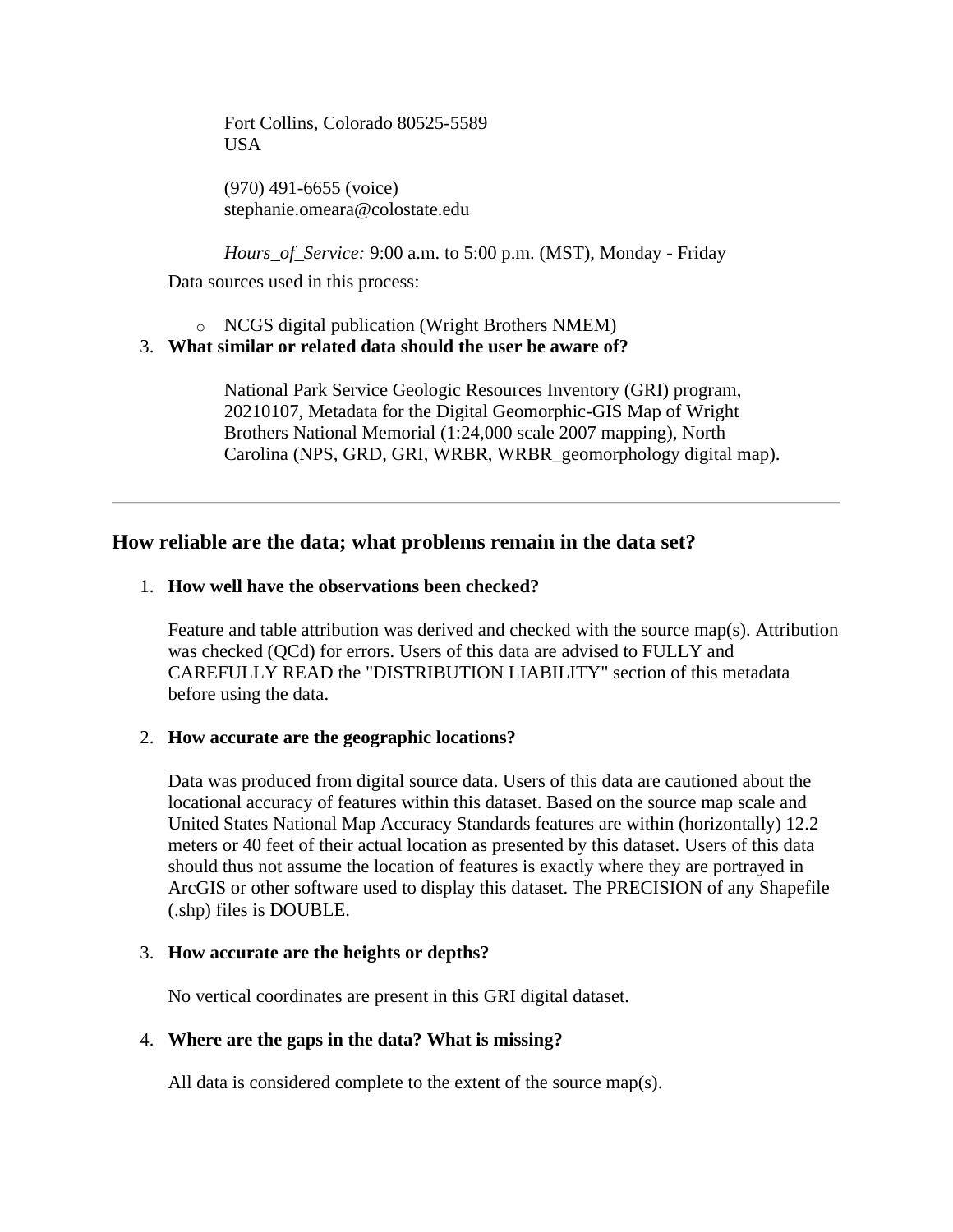Fort Collins, Colorado 80525-5589
USA

(970) 491-6655 (voice)
stephanie.omeara@colostate.edu

*Hours_of_Service:* 9:00 a.m. to 5:00 p.m. (MST), Monday - Friday

Data sources used in this process:

- NCGS digital publication (Wright Brothers NMEM)

3. **What similar or related data should the user be aware of?**

   National Park Service Geologic Resources Inventory (GRI) program, 20210107, Metadata for the Digital Geomorphic-GIS Map of Wright Brothers National Memorial (1:24,000 scale 2007 mapping), North Carolina (NPS, GRD, GRI, WRBR, WRBR_geomorphology digital map).

---

## How reliable are the data; what problems remain in the data set?

1. **How well have the observations been checked?**

   Feature and table attribution was derived and checked with the source map(s). Attribution was checked (QCd) for errors. Users of this data are advised to FULLY and CAREFULLY READ the "DISTRIBUTION LIABILITY" section of this metadata before using the data.

2. **How accurate are the geographic locations?**

   Data was produced from digital source data. Users of this data are cautioned about the locational accuracy of features within this dataset. Based on the source map scale and United States National Map Accuracy Standards features are within (horizontally) 12.2 meters or 40 feet of their actual location as presented by this dataset. Users of this data should thus not assume the location of features is exactly where they are portrayed in ArcGIS or other software used to display this dataset. The PRECISION of any Shapefile (.shp) files is DOUBLE.

3. **How accurate are the heights or depths?**

   No vertical coordinates are present in this GRI digital dataset.

4. **Where are the gaps in the data? What is missing?**

   All data is considered complete to the extent of the source map(s).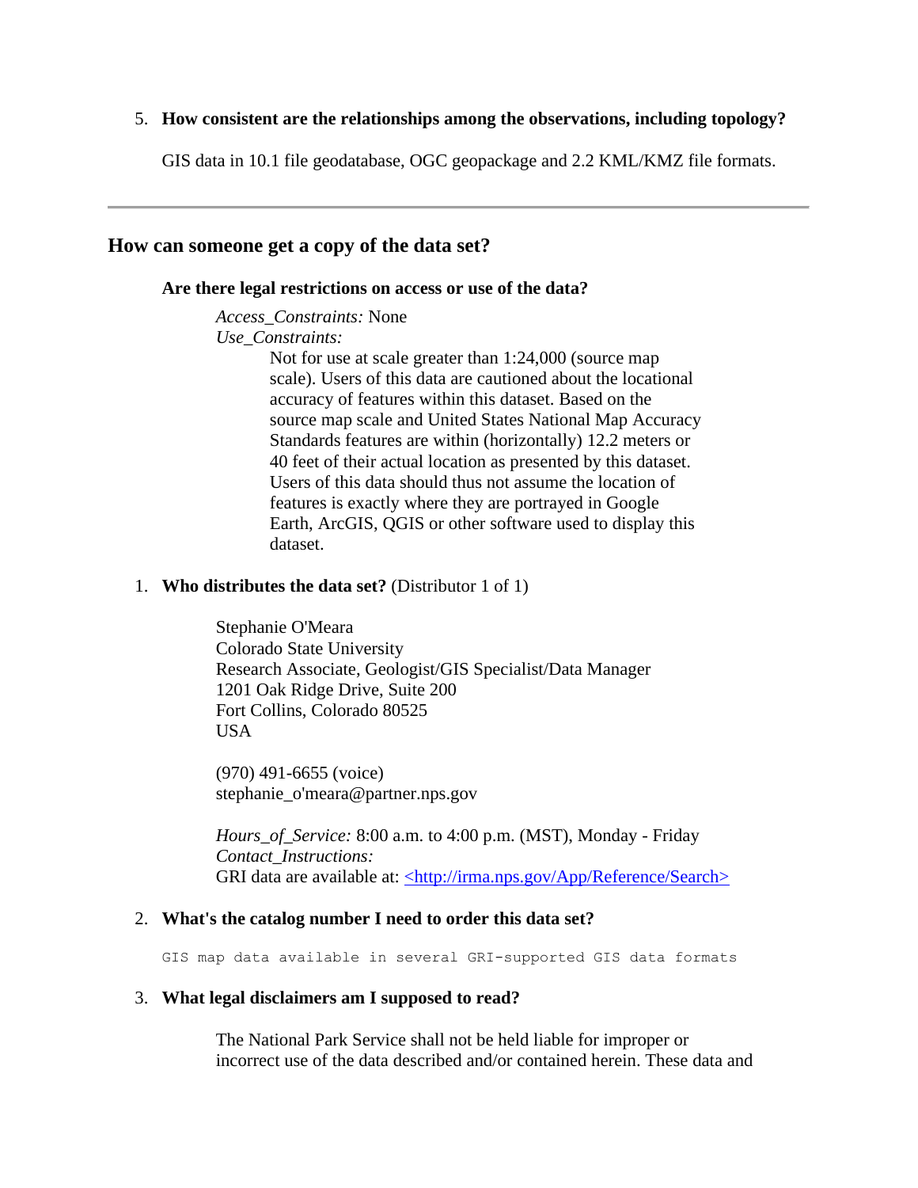5. **How consistent are the relationships among the observations, including topology?**

   GIS data in 10.1 file geodatabase, OGC geopackage and 2.2 KML/KMZ file formats.

---

## How can someone get a copy of the data set?

**Are there legal restrictions on access or use of the data?**

*Access_Constraints:* None
*Use_Constraints:*
Not for use at scale greater than 1:24,000 (source map scale). Users of this data are cautioned about the locational accuracy of features within this dataset. Based on the source map scale and United States National Map Accuracy Standards features are within (horizontally) 12.2 meters or 40 feet of their actual location as presented by this dataset. Users of this data should thus not assume the location of features is exactly where they are portrayed in Google Earth, ArcGIS, QGIS or other software used to display this dataset.

1. **Who distributes the data set?** (Distributor 1 of 1)

   Stephanie O'Meara
   Colorado State University
   Research Associate, Geologist/GIS Specialist/Data Manager
   1201 Oak Ridge Drive, Suite 200
   Fort Collins, Colorado 80525
   USA

   (970) 491-6655 (voice)
   stephanie_o'meara@partner.nps.gov

   *Hours_of_Service:* 8:00 a.m. to 4:00 p.m. (MST), Monday - Friday
   *Contact_Instructions:*
   GRI data are available at: <http://irma.nps.gov/App/Reference/Search>

2. **What's the catalog number I need to order this data set?**

   ```
   GIS map data available in several GRI-supported GIS data formats
   ```

3. **What legal disclaimers am I supposed to read?**

   The National Park Service shall not be held liable for improper or incorrect use of the data described and/or contained herein. These data and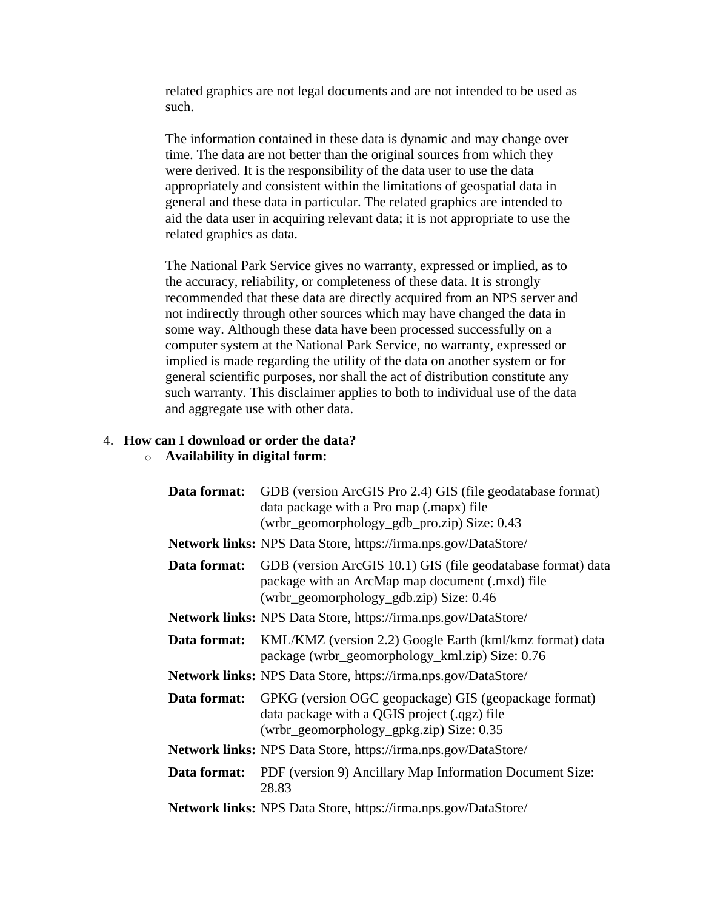related graphics are not legal documents and are not intended to be used as such.

The information contained in these data is dynamic and may change over time. The data are not better than the original sources from which they were derived. It is the responsibility of the data user to use the data appropriately and consistent within the limitations of geospatial data in general and these data in particular. The related graphics are intended to aid the data user in acquiring relevant data; it is not appropriate to use the related graphics as data.

The National Park Service gives no warranty, expressed or implied, as to the accuracy, reliability, or completeness of these data. It is strongly recommended that these data are directly acquired from an NPS server and not indirectly through other sources which may have changed the data in some way. Although these data have been processed successfully on a computer system at the National Park Service, no warranty, expressed or implied is made regarding the utility of the data on another system or for general scientific purposes, nor shall the act of distribution constitute any such warranty. This disclaimer applies to both to individual use of the data and aggregate use with other data.

4. **How can I download or order the data?**
   - **Availability in digital form:**

| | |
|---|---|
| **Data format:** | GDB (version ArcGIS Pro 2.4) GIS (file geodatabase format) data package with a Pro map (.mapx) file (wrbr_geomorphology_gdb_pro.zip) Size: 0.43 |
| **Network links:** | NPS Data Store, https://irma.nps.gov/DataStore/ |
| **Data format:** | GDB (version ArcGIS 10.1) GIS (file geodatabase format) data package with an ArcMap map document (.mxd) file (wrbr_geomorphology_gdb.zip) Size: 0.46 |
| **Network links:** | NPS Data Store, https://irma.nps.gov/DataStore/ |
| **Data format:** | KML/KMZ (version 2.2) Google Earth (kml/kmz format) data package (wrbr_geomorphology_kml.zip) Size: 0.76 |
| **Network links:** | NPS Data Store, https://irma.nps.gov/DataStore/ |
| **Data format:** | GPKG (version OGC geopackage) GIS (geopackage format) data package with a QGIS project (.qgz) file (wrbr_geomorphology_gpkg.zip) Size: 0.35 |
| **Network links:** | NPS Data Store, https://irma.nps.gov/DataStore/ |
| **Data format:** | PDF (version 9) Ancillary Map Information Document Size: 28.83 |
| **Network links:** | NPS Data Store, https://irma.nps.gov/DataStore/ |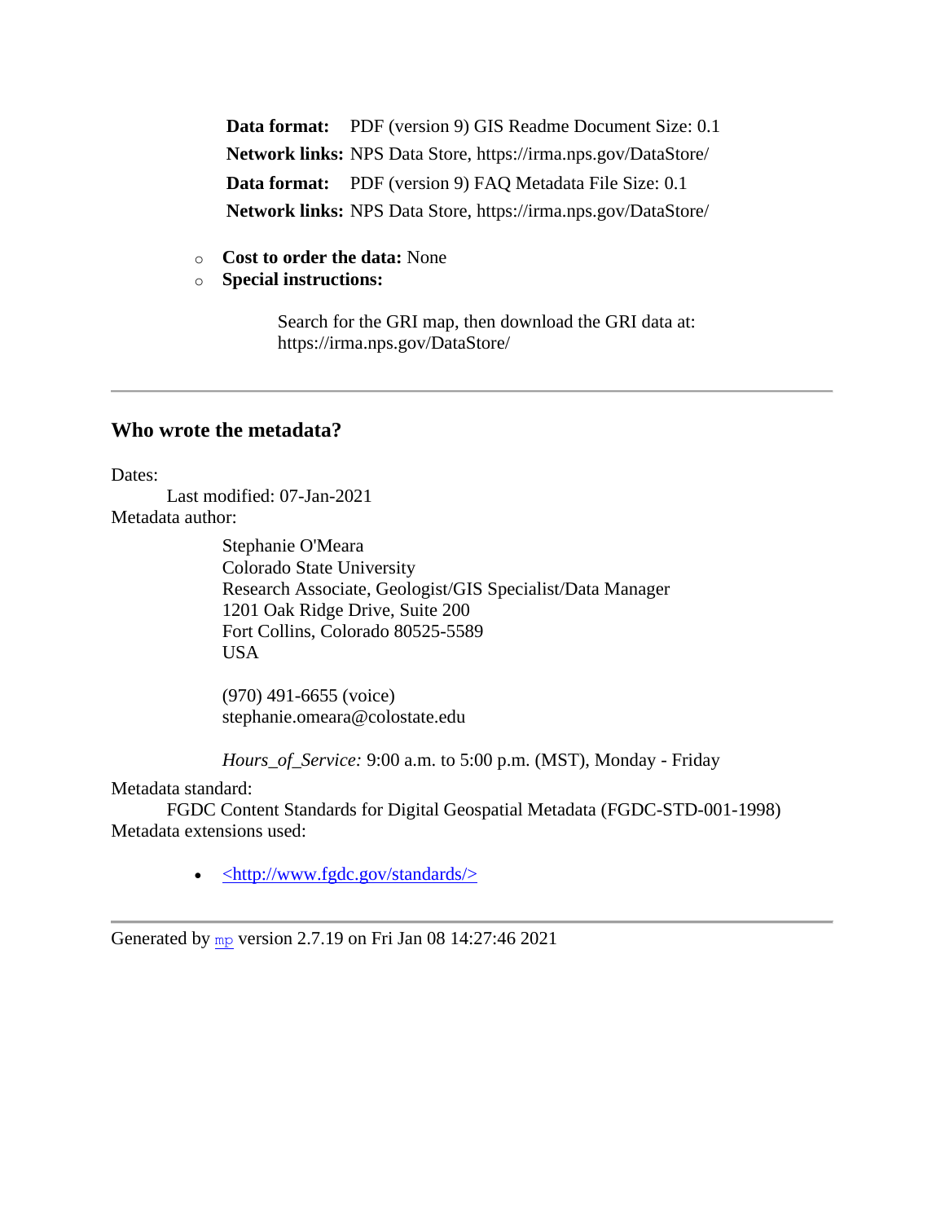**Data format:** PDF (version 9) GIS Readme Document Size: 0.1
**Network links:** NPS Data Store, https://irma.nps.gov/DataStore/
**Data format:** PDF (version 9) FAQ Metadata File Size: 0.1
**Network links:** NPS Data Store, https://irma.nps.gov/DataStore/

- **Cost to order the data:** None
- **Special instructions:**

  Search for the GRI map, then download the GRI data at: https://irma.nps.gov/DataStore/

---

## Who wrote the metadata?

Dates:
Last modified: 07-Jan-2021
Metadata author:

Stephanie O'Meara
Colorado State University
Research Associate, Geologist/GIS Specialist/Data Manager
1201 Oak Ridge Drive, Suite 200
Fort Collins, Colorado 80525-5589
USA

(970) 491-6655 (voice)
stephanie.omeara@colostate.edu

*Hours_of_Service:* 9:00 a.m. to 5:00 p.m. (MST), Monday - Friday

Metadata standard:
FGDC Content Standards for Digital Geospatial Metadata (FGDC-STD-001-1998)
Metadata extensions used:

- <http://www.fgdc.gov/standards/>

---

Generated by mp version 2.7.19 on Fri Jan 08 14:27:46 2021